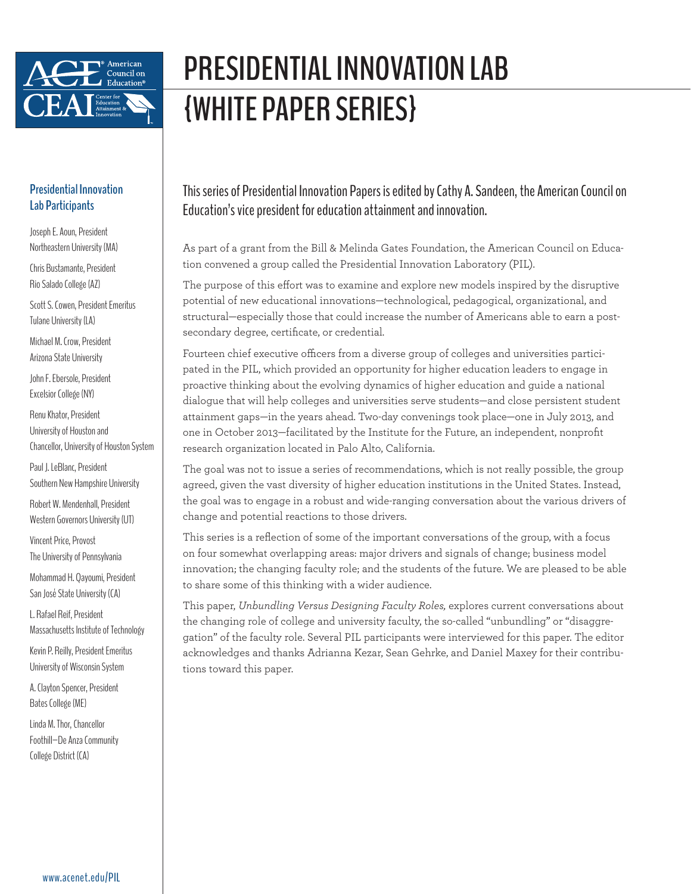# PRESIDENTIAL INNOVATION LAB {WHITE PAPER SERIES}

## Presidential Innovation Lab Participants

Joseph E. Aoun, President
Northeastern University (MA)

Chris Bustamante, President
Rio Salado College (AZ)

Scott S. Cowen, President Emeritus
Tulane University (LA)

Michael M. Crow, President
Arizona State University

John F. Ebersole, President
Excelsior College (NY)

Renu Khator, President
University of Houston and
Chancellor, University of Houston System

Paul J. LeBlanc, President
Southern New Hampshire University

Robert W. Mendenhall, President
Western Governors University (UT)

Vincent Price, Provost
The University of Pennsylvania

Mohammad H. Qayoumi, President
San José State University (CA)

L. Rafael Reif, President
Massachusetts Institute of Technology

Kevin P. Reilly, President Emeritus
University of Wisconsin System

A. Clayton Spencer, President
Bates College (ME)

Linda M. Thor, Chancellor
Foothill–De Anza Community College District (CA)

www.acenet.edu/PIL

This series of Presidential Innovation Papers is edited by Cathy A. Sandeen, the American Council on Education's vice president for education attainment and innovation.

As part of a grant from the Bill & Melinda Gates Foundation, the American Council on Education convened a group called the Presidential Innovation Laboratory (PIL).

The purpose of this effort was to examine and explore new models inspired by the disruptive potential of new educational innovations—technological, pedagogical, organizational, and structural—especially those that could increase the number of Americans able to earn a postsecondary degree, certificate, or credential.

Fourteen chief executive officers from a diverse group of colleges and universities participated in the PIL, which provided an opportunity for higher education leaders to engage in proactive thinking about the evolving dynamics of higher education and guide a national dialogue that will help colleges and universities serve students—and close persistent student attainment gaps—in the years ahead. Two-day convenings took place—one in July 2013, and one in October 2013—facilitated by the Institute for the Future, an independent, nonprofit research organization located in Palo Alto, California.

The goal was not to issue a series of recommendations, which is not really possible, the group agreed, given the vast diversity of higher education institutions in the United States. Instead, the goal was to engage in a robust and wide-ranging conversation about the various drivers of change and potential reactions to those drivers.

This series is a reflection of some of the important conversations of the group, with a focus on four somewhat overlapping areas: major drivers and signals of change; business model innovation; the changing faculty role; and the students of the future. We are pleased to be able to share some of this thinking with a wider audience.

This paper, *Unbundling Versus Designing Faculty Roles,* explores current conversations about the changing role of college and university faculty, the so-called "unbundling" or "disaggregation" of the faculty role. Several PIL participants were interviewed for this paper. The editor acknowledges and thanks Adrianna Kezar, Sean Gehrke, and Daniel Maxey for their contributions toward this paper.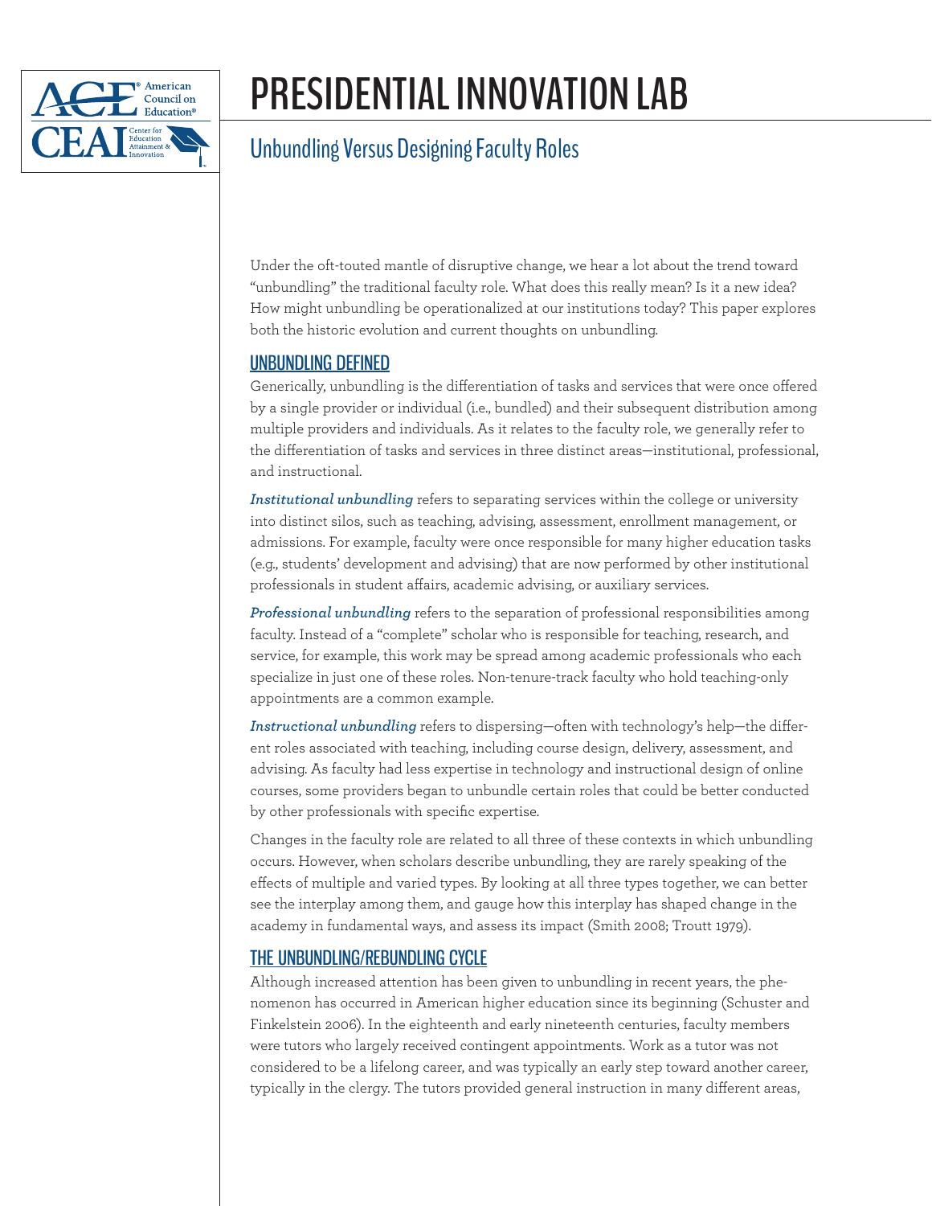# PRESIDENTIAL INNOVATION LAB

## Unbundling Versus Designing Faculty Roles

Under the oft-touted mantle of disruptive change, we hear a lot about the trend toward "unbundling" the traditional faculty role. What does this really mean? Is it a new idea? How might unbundling be operationalized at our institutions today? This paper explores both the historic evolution and current thoughts on unbundling.

### UNBUNDLING DEFINED

Generically, unbundling is the differentiation of tasks and services that were once offered by a single provider or individual (i.e., bundled) and their subsequent distribution among multiple providers and individuals. As it relates to the faculty role, we generally refer to the differentiation of tasks and services in three distinct areas—institutional, professional, and instructional.

***Institutional unbundling*** refers to separating services within the college or university into distinct silos, such as teaching, advising, assessment, enrollment management, or admissions. For example, faculty were once responsible for many higher education tasks (e.g., students' development and advising) that are now performed by other institutional professionals in student affairs, academic advising, or auxiliary services.

***Professional unbundling*** refers to the separation of professional responsibilities among faculty. Instead of a "complete" scholar who is responsible for teaching, research, and service, for example, this work may be spread among academic professionals who each specialize in just one of these roles. Non-tenure-track faculty who hold teaching-only appointments are a common example.

***Instructional unbundling*** refers to dispersing—often with technology's help—the different roles associated with teaching, including course design, delivery, assessment, and advising. As faculty had less expertise in technology and instructional design of online courses, some providers began to unbundle certain roles that could be better conducted by other professionals with specific expertise.

Changes in the faculty role are related to all three of these contexts in which unbundling occurs. However, when scholars describe unbundling, they are rarely speaking of the effects of multiple and varied types. By looking at all three types together, we can better see the interplay among them, and gauge how this interplay has shaped change in the academy in fundamental ways, and assess its impact (Smith 2008; Troutt 1979).

### THE UNBUNDLING/REBUNDLING CYCLE

Although increased attention has been given to unbundling in recent years, the phenomenon has occurred in American higher education since its beginning (Schuster and Finkelstein 2006). In the eighteenth and early nineteenth centuries, faculty members were tutors who largely received contingent appointments. Work as a tutor was not considered to be a lifelong career, and was typically an early step toward another career, typically in the clergy. The tutors provided general instruction in many different areas,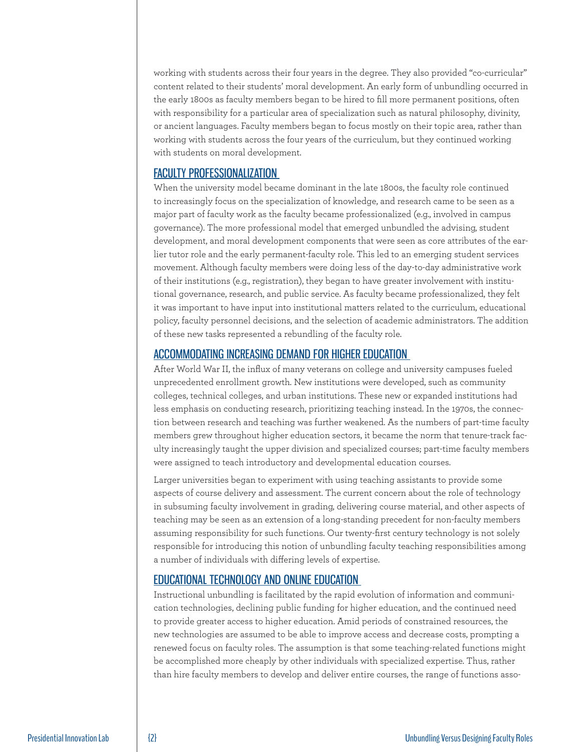working with students across their four years in the degree. They also provided "co-curricular" content related to their students' moral development. An early form of unbundling occurred in the early 1800s as faculty members began to be hired to fill more permanent positions, often with responsibility for a particular area of specialization such as natural philosophy, divinity, or ancient languages. Faculty members began to focus mostly on their topic area, rather than working with students across the four years of the curriculum, but they continued working with students on moral development.

## FACULTY PROFESSIONALIZATION

When the university model became dominant in the late 1800s, the faculty role continued to increasingly focus on the specialization of knowledge, and research came to be seen as a major part of faculty work as the faculty became professionalized (e.g., involved in campus governance). The more professional model that emerged unbundled the advising, student development, and moral development components that were seen as core attributes of the earlier tutor role and the early permanent-faculty role. This led to an emerging student services movement. Although faculty members were doing less of the day-to-day administrative work of their institutions (e.g., registration), they began to have greater involvement with institutional governance, research, and public service. As faculty became professionalized, they felt it was important to have input into institutional matters related to the curriculum, educational policy, faculty personnel decisions, and the selection of academic administrators. The addition of these new tasks represented a rebundling of the faculty role.

## ACCOMMODATING INCREASING DEMAND FOR HIGHER EDUCATION

After World War II, the influx of many veterans on college and university campuses fueled unprecedented enrollment growth. New institutions were developed, such as community colleges, technical colleges, and urban institutions. These new or expanded institutions had less emphasis on conducting research, prioritizing teaching instead. In the 1970s, the connection between research and teaching was further weakened. As the numbers of part-time faculty members grew throughout higher education sectors, it became the norm that tenure-track faculty increasingly taught the upper division and specialized courses; part-time faculty members were assigned to teach introductory and developmental education courses.

Larger universities began to experiment with using teaching assistants to provide some aspects of course delivery and assessment. The current concern about the role of technology in subsuming faculty involvement in grading, delivering course material, and other aspects of teaching may be seen as an extension of a long-standing precedent for non-faculty members assuming responsibility for such functions. Our twenty-first century technology is not solely responsible for introducing this notion of unbundling faculty teaching responsibilities among a number of individuals with differing levels of expertise.

## EDUCATIONAL TECHNOLOGY AND ONLINE EDUCATION

Instructional unbundling is facilitated by the rapid evolution of information and communication technologies, declining public funding for higher education, and the continued need to provide greater access to higher education. Amid periods of constrained resources, the new technologies are assumed to be able to improve access and decrease costs, prompting a renewed focus on faculty roles. The assumption is that some teaching-related functions might be accomplished more cheaply by other individuals with specialized expertise. Thus, rather than hire faculty members to develop and deliver entire courses, the range of functions asso-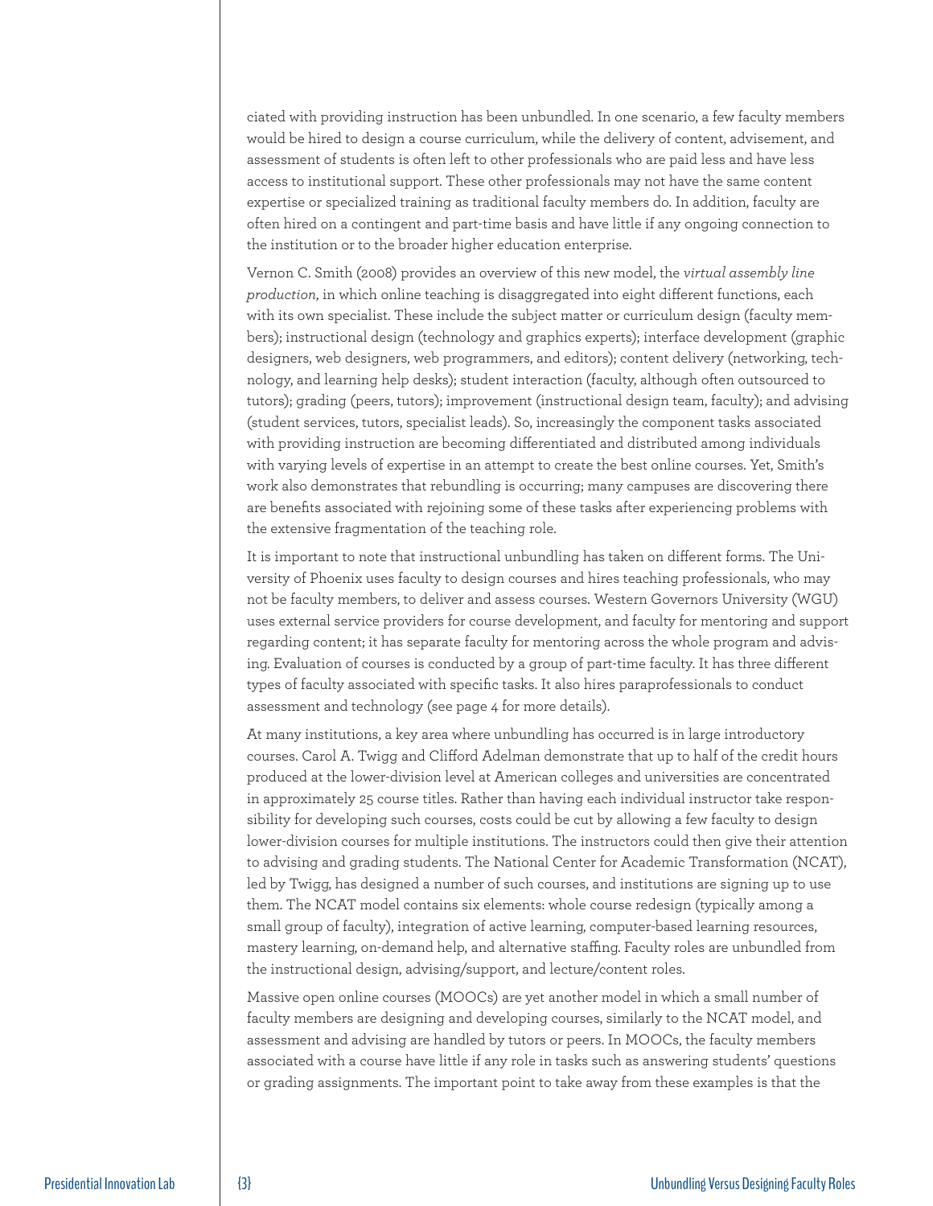ciated with providing instruction has been unbundled. In one scenario, a few faculty members would be hired to design a course curriculum, while the delivery of content, advisement, and assessment of students is often left to other professionals who are paid less and have less access to institutional support. These other professionals may not have the same content expertise or specialized training as traditional faculty members do. In addition, faculty are often hired on a contingent and part-time basis and have little if any ongoing connection to the institution or to the broader higher education enterprise.

Vernon C. Smith (2008) provides an overview of this new model, the *virtual assembly line production,* in which online teaching is disaggregated into eight different functions, each with its own specialist. These include the subject matter or curriculum design (faculty members); instructional design (technology and graphics experts); interface development (graphic designers, web designers, web programmers, and editors); content delivery (networking, technology, and learning help desks); student interaction (faculty, although often outsourced to tutors); grading (peers, tutors); improvement (instructional design team, faculty); and advising (student services, tutors, specialist leads). So, increasingly the component tasks associated with providing instruction are becoming differentiated and distributed among individuals with varying levels of expertise in an attempt to create the best online courses. Yet, Smith's work also demonstrates that rebundling is occurring; many campuses are discovering there are benefits associated with rejoining some of these tasks after experiencing problems with the extensive fragmentation of the teaching role.

It is important to note that instructional unbundling has taken on different forms. The University of Phoenix uses faculty to design courses and hires teaching professionals, who may not be faculty members, to deliver and assess courses. Western Governors University (WGU) uses external service providers for course development, and faculty for mentoring and support regarding content; it has separate faculty for mentoring across the whole program and advising. Evaluation of courses is conducted by a group of part-time faculty. It has three different types of faculty associated with specific tasks. It also hires paraprofessionals to conduct assessment and technology (see page 4 for more details).

At many institutions, a key area where unbundling has occurred is in large introductory courses. Carol A. Twigg and Clifford Adelman demonstrate that up to half of the credit hours produced at the lower-division level at American colleges and universities are concentrated in approximately 25 course titles. Rather than having each individual instructor take responsibility for developing such courses, costs could be cut by allowing a few faculty to design lower-division courses for multiple institutions. The instructors could then give their attention to advising and grading students. The National Center for Academic Transformation (NCAT), led by Twigg, has designed a number of such courses, and institutions are signing up to use them. The NCAT model contains six elements: whole course redesign (typically among a small group of faculty), integration of active learning, computer-based learning resources, mastery learning, on-demand help, and alternative staffing. Faculty roles are unbundled from the instructional design, advising/support, and lecture/content roles.

Massive open online courses (MOOCs) are yet another model in which a small number of faculty members are designing and developing courses, similarly to the NCAT model, and assessment and advising are handled by tutors or peers. In MOOCs, the faculty members associated with a course have little if any role in tasks such as answering students' questions or grading assignments. The important point to take away from these examples is that the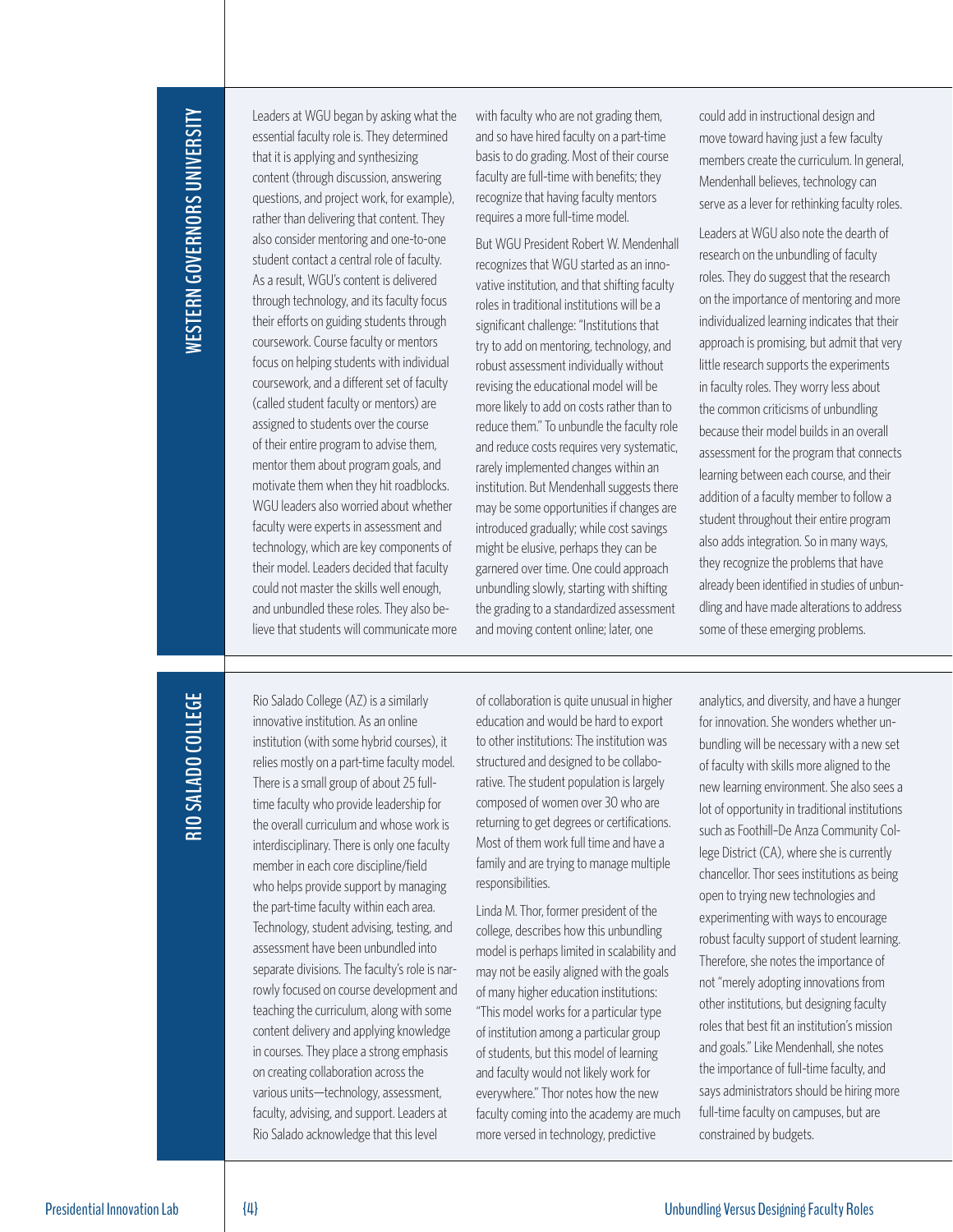## Western Governors University

Leaders at WGU began by asking what the essential faculty role is. They determined that it is applying and synthesizing content (through discussion, answering questions, and project work, for example), rather than delivering that content. They also consider mentoring and one-to-one student contact a central role of faculty. As a result, WGU's content is delivered through technology, and its faculty focus their efforts on guiding students through coursework. Course faculty or mentors focus on helping students with individual coursework, and a different set of faculty (called student faculty or mentors) are assigned to students over the course of their entire program to advise them, mentor them about program goals, and motivate them when they hit roadblocks. WGU leaders also worried about whether faculty were experts in assessment and technology, which are key components of their model. Leaders decided that faculty could not master the skills well enough, and unbundled these roles. They also believe that students will communicate more with faculty who are not grading them, and so have hired faculty on a part-time basis to do grading. Most of their course faculty are full-time with benefits; they recognize that having faculty mentors requires a more full-time model.

But WGU President Robert W. Mendenhall recognizes that WGU started as an innovative institution, and that shifting faculty roles in traditional institutions will be a significant challenge: "Institutions that try to add on mentoring, technology, and robust assessment individually without revising the educational model will be more likely to add on costs rather than to reduce them." To unbundle the faculty role and reduce costs requires very systematic, rarely implemented changes within an institution. But Mendenhall suggests there may be some opportunities if changes are introduced gradually; while cost savings might be elusive, perhaps they can be garnered over time. One could approach unbundling slowly, starting with shifting the grading to a standardized assessment and moving content online; later, one could add in instructional design and move toward having just a few faculty members create the curriculum. In general, Mendenhall believes, technology can serve as a lever for rethinking faculty roles.

Leaders at WGU also note the dearth of research on the unbundling of faculty roles. They do suggest that the research on the importance of mentoring and more individualized learning indicates that their approach is promising, but admit that very little research supports the experiments in faculty roles. They worry less about the common criticisms of unbundling because their model builds in an overall assessment for the program that connects learning between each course, and their addition of a faculty member to follow a student throughout their entire program also adds integration. So in many ways, they recognize the problems that have already been identified in studies of unbundling and have made alterations to address some of these emerging problems.

## Rio Salado College

Rio Salado College (AZ) is a similarly innovative institution. As an online institution (with some hybrid courses), it relies mostly on a part-time faculty model. There is a small group of about 25 full-time faculty who provide leadership for the overall curriculum and whose work is interdisciplinary. There is only one faculty member in each core discipline/field who helps provide support by managing the part-time faculty within each area. Technology, student advising, testing, and assessment have been unbundled into separate divisions. The faculty's role is narrowly focused on course development and teaching the curriculum, along with some content delivery and applying knowledge in courses. They place a strong emphasis on creating collaboration across the various units—technology, assessment, faculty, advising, and support. Leaders at Rio Salado acknowledge that this level of collaboration is quite unusual in higher education and would be hard to export to other institutions: The institution was structured and designed to be collaborative. The student population is largely composed of women over 30 who are returning to get degrees or certifications. Most of them work full time and have a family and are trying to manage multiple responsibilities.

Linda M. Thor, former president of the college, describes how this unbundling model is perhaps limited in scalability and may not be easily aligned with the goals of many higher education institutions: "This model works for a particular type of institution among a particular group of students, but this model of learning and faculty would not likely work for everywhere." Thor notes how the new faculty coming into the academy are much more versed in technology, predictive analytics, and diversity, and have a hunger for innovation. She wonders whether unbundling will be necessary with a new set of faculty with skills more aligned to the new learning environment. She also sees a lot of opportunity in traditional institutions such as Foothill–De Anza Community College District (CA), where she is currently chancellor. Thor sees institutions as being open to trying new technologies and experimenting with ways to encourage robust faculty support of student learning. Therefore, she notes the importance of not "merely adopting innovations from other institutions, but designing faculty roles that best fit an institution's mission and goals." Like Mendenhall, she notes the importance of full-time faculty, and says administrators should be hiring more full-time faculty on campuses, but are constrained by budgets.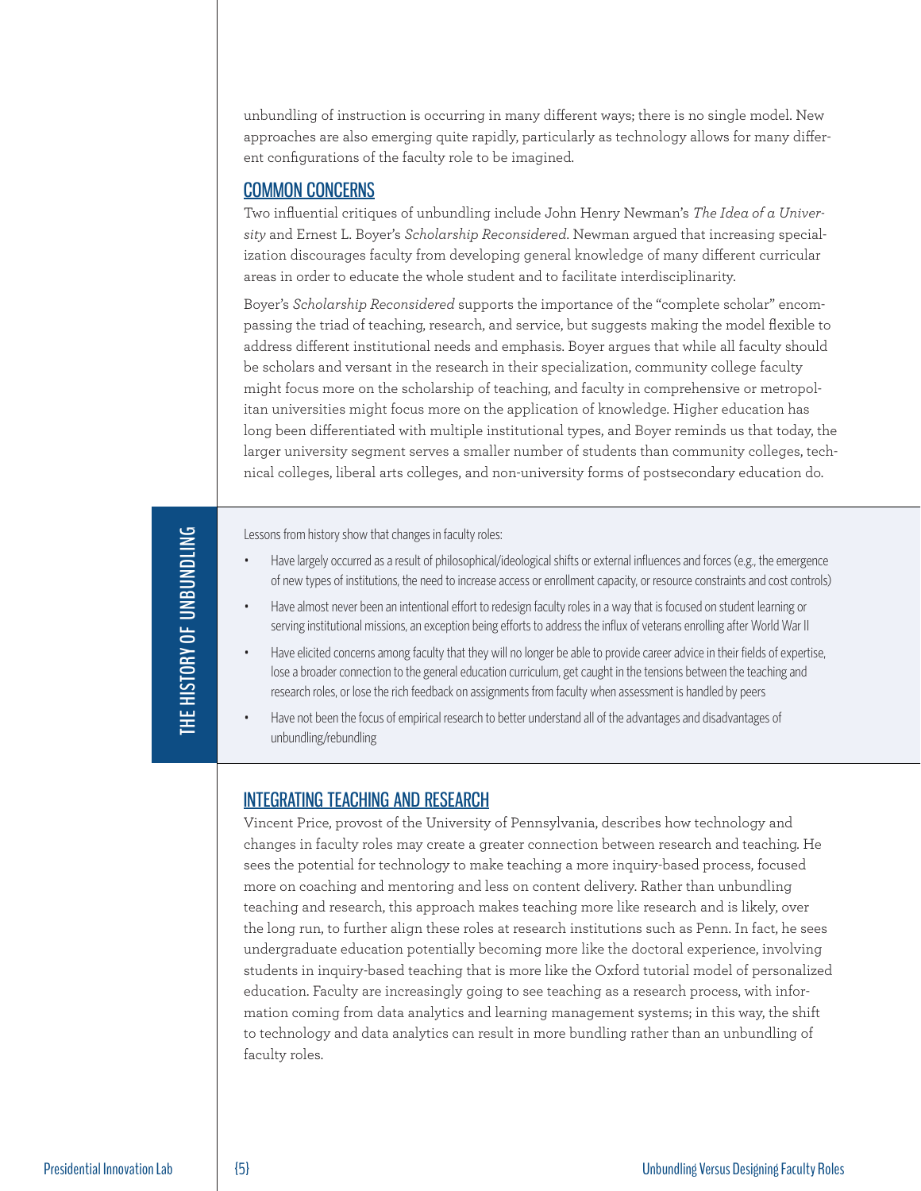unbundling of instruction is occurring in many different ways; there is no single model. New approaches are also emerging quite rapidly, particularly as technology allows for many different configurations of the faculty role to be imagined.

## COMMON CONCERNS

Two influential critiques of unbundling include John Henry Newman's *The Idea of a University* and Ernest L. Boyer's *Scholarship Reconsidered*. Newman argued that increasing specialization discourages faculty from developing general knowledge of many different curricular areas in order to educate the whole student and to facilitate interdisciplinarity.

Boyer's *Scholarship Reconsidered* supports the importance of the "complete scholar" encompassing the triad of teaching, research, and service, but suggests making the model flexible to address different institutional needs and emphasis. Boyer argues that while all faculty should be scholars and versant in the research in their specialization, community college faculty might focus more on the scholarship of teaching, and faculty in comprehensive or metropolitan universities might focus more on the application of knowledge. Higher education has long been differentiated with multiple institutional types, and Boyer reminds us that today, the larger university segment serves a smaller number of students than community colleges, technical colleges, liberal arts colleges, and non-university forms of postsecondary education do.

**THE HISTORY OF UNBUNDLING**

Lessons from history show that changes in faculty roles:

- Have largely occurred as a result of philosophical/ideological shifts or external influences and forces (e.g., the emergence of new types of institutions, the need to increase access or enrollment capacity, or resource constraints and cost controls)
- Have almost never been an intentional effort to redesign faculty roles in a way that is focused on student learning or serving institutional missions, an exception being efforts to address the influx of veterans enrolling after World War II
- Have elicited concerns among faculty that they will no longer be able to provide career advice in their fields of expertise, lose a broader connection to the general education curriculum, get caught in the tensions between the teaching and research roles, or lose the rich feedback on assignments from faculty when assessment is handled by peers
- Have not been the focus of empirical research to better understand all of the advantages and disadvantages of unbundling/rebundling

## INTEGRATING TEACHING AND RESEARCH

Vincent Price, provost of the University of Pennsylvania, describes how technology and changes in faculty roles may create a greater connection between research and teaching. He sees the potential for technology to make teaching a more inquiry-based process, focused more on coaching and mentoring and less on content delivery. Rather than unbundling teaching and research, this approach makes teaching more like research and is likely, over the long run, to further align these roles at research institutions such as Penn. In fact, he sees undergraduate education potentially becoming more like the doctoral experience, involving students in inquiry-based teaching that is more like the Oxford tutorial model of personalized education. Faculty are increasingly going to see teaching as a research process, with information coming from data analytics and learning management systems; in this way, the shift to technology and data analytics can result in more bundling rather than an unbundling of faculty roles.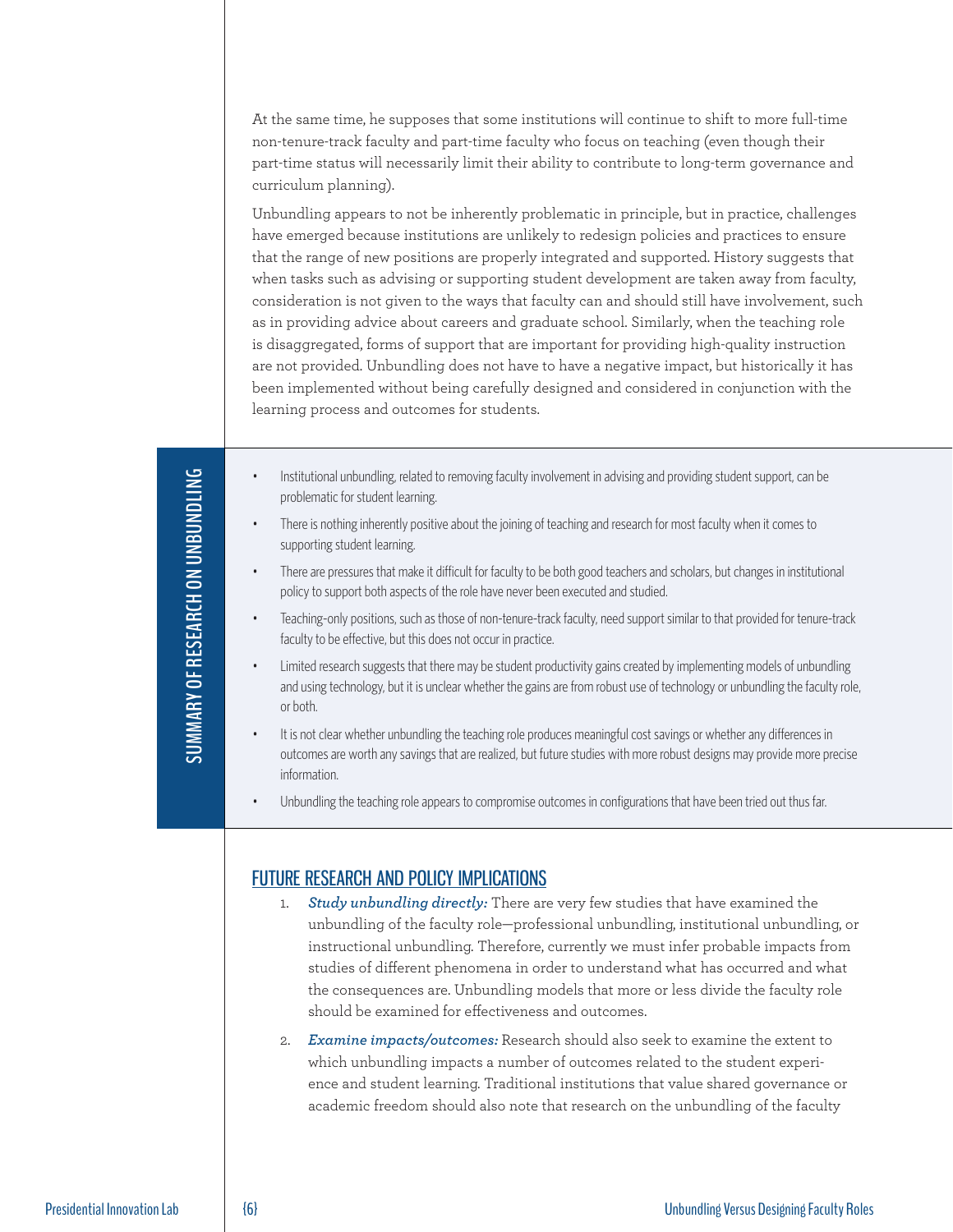At the same time, he supposes that some institutions will continue to shift to more full-time non-tenure-track faculty and part-time faculty who focus on teaching (even though their part-time status will necessarily limit their ability to contribute to long-term governance and curriculum planning).

Unbundling appears to not be inherently problematic in principle, but in practice, challenges have emerged because institutions are unlikely to redesign policies and practices to ensure that the range of new positions are properly integrated and supported. History suggests that when tasks such as advising or supporting student development are taken away from faculty, consideration is not given to the ways that faculty can and should still have involvement, such as in providing advice about careers and graduate school. Similarly, when the teaching role is disaggregated, forms of support that are important for providing high-quality instruction are not provided. Unbundling does not have to have a negative impact, but historically it has been implemented without being carefully designed and considered in conjunction with the learning process and outcomes for students.

## SUMMARY OF RESEARCH ON UNBUNDLING

- Institutional unbundling, related to removing faculty involvement in advising and providing student support, can be problematic for student learning.
- There is nothing inherently positive about the joining of teaching and research for most faculty when it comes to supporting student learning.
- There are pressures that make it difficult for faculty to be both good teachers and scholars, but changes in institutional policy to support both aspects of the role have never been executed and studied.
- Teaching-only positions, such as those of non-tenure-track faculty, need support similar to that provided for tenure-track faculty to be effective, but this does not occur in practice.
- Limited research suggests that there may be student productivity gains created by implementing models of unbundling and using technology, but it is unclear whether the gains are from robust use of technology or unbundling the faculty role, or both.
- It is not clear whether unbundling the teaching role produces meaningful cost savings or whether any differences in outcomes are worth any savings that are realized, but future studies with more robust designs may provide more precise information.
- Unbundling the teaching role appears to compromise outcomes in configurations that have been tried out thus far.

## FUTURE RESEARCH AND POLICY IMPLICATIONS

1. ***Study unbundling directly:*** There are very few studies that have examined the unbundling of the faculty role—professional unbundling, institutional unbundling, or instructional unbundling. Therefore, currently we must infer probable impacts from studies of different phenomena in order to understand what has occurred and what the consequences are. Unbundling models that more or less divide the faculty role should be examined for effectiveness and outcomes.
2. ***Examine impacts/outcomes:*** Research should also seek to examine the extent to which unbundling impacts a number of outcomes related to the student experience and student learning. Traditional institutions that value shared governance or academic freedom should also note that research on the unbundling of the faculty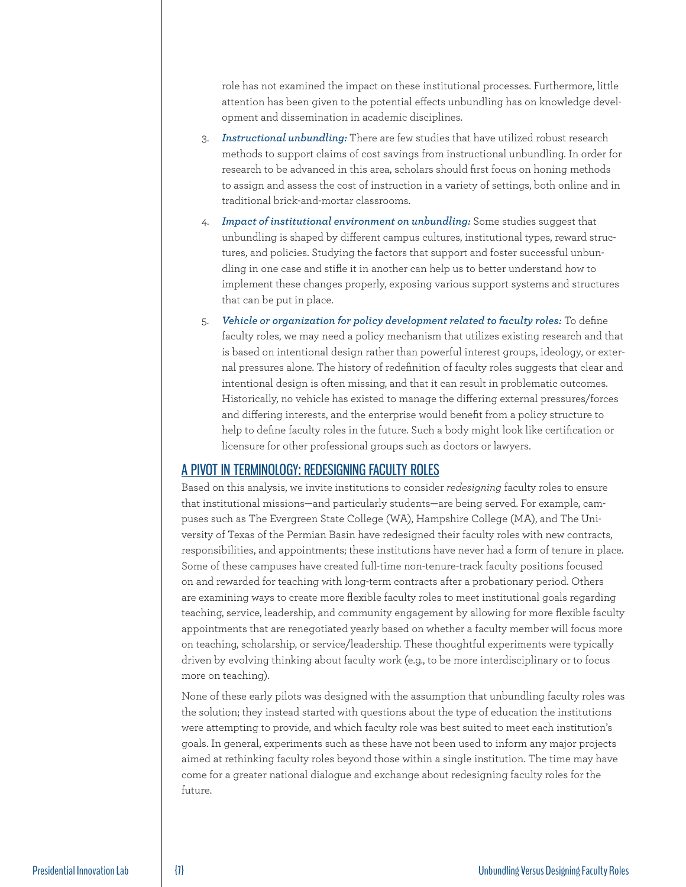role has not examined the impact on these institutional processes. Furthermore, little attention has been given to the potential effects unbundling has on knowledge development and dissemination in academic disciplines.

3. ***Instructional unbundling:*** There are few studies that have utilized robust research methods to support claims of cost savings from instructional unbundling. In order for research to be advanced in this area, scholars should first focus on honing methods to assign and assess the cost of instruction in a variety of settings, both online and in traditional brick-and-mortar classrooms.
4. ***Impact of institutional environment on unbundling:*** Some studies suggest that unbundling is shaped by different campus cultures, institutional types, reward structures, and policies. Studying the factors that support and foster successful unbundling in one case and stifle it in another can help us to better understand how to implement these changes properly, exposing various support systems and structures that can be put in place.
5. ***Vehicle or organization for policy development related to faculty roles:*** To define faculty roles, we may need a policy mechanism that utilizes existing research and that is based on intentional design rather than powerful interest groups, ideology, or external pressures alone. The history of redefinition of faculty roles suggests that clear and intentional design is often missing, and that it can result in problematic outcomes. Historically, no vehicle has existed to manage the differing external pressures/forces and differing interests, and the enterprise would benefit from a policy structure to help to define faculty roles in the future. Such a body might look like certification or licensure for other professional groups such as doctors or lawyers.

## A PIVOT IN TERMINOLOGY: REDESIGNING FACULTY ROLES

Based on this analysis, we invite institutions to consider *redesigning* faculty roles to ensure that institutional missions—and particularly students—are being served. For example, campuses such as The Evergreen State College (WA), Hampshire College (MA), and The University of Texas of the Permian Basin have redesigned their faculty roles with new contracts, responsibilities, and appointments; these institutions have never had a form of tenure in place. Some of these campuses have created full-time non-tenure-track faculty positions focused on and rewarded for teaching with long-term contracts after a probationary period. Others are examining ways to create more flexible faculty roles to meet institutional goals regarding teaching, service, leadership, and community engagement by allowing for more flexible faculty appointments that are renegotiated yearly based on whether a faculty member will focus more on teaching, scholarship, or service/leadership. These thoughtful experiments were typically driven by evolving thinking about faculty work (e.g., to be more interdisciplinary or to focus more on teaching).

None of these early pilots was designed with the assumption that unbundling faculty roles was the solution; they instead started with questions about the type of education the institutions were attempting to provide, and which faculty role was best suited to meet each institution's goals. In general, experiments such as these have not been used to inform any major projects aimed at rethinking faculty roles beyond those within a single institution. The time may have come for a greater national dialogue and exchange about redesigning faculty roles for the future.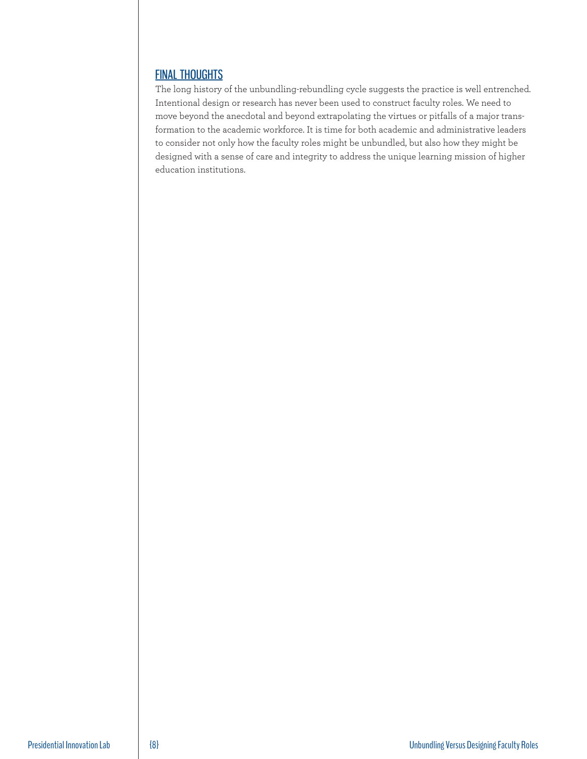## FINAL THOUGHTS

The long history of the unbundling-rebundling cycle suggests the practice is well entrenched. Intentional design or research has never been used to construct faculty roles. We need to move beyond the anecdotal and beyond extrapolating the virtues or pitfalls of a major transformation to the academic workforce. It is time for both academic and administrative leaders to consider not only how the faculty roles might be unbundled, but also how they might be designed with a sense of care and integrity to address the unique learning mission of higher education institutions.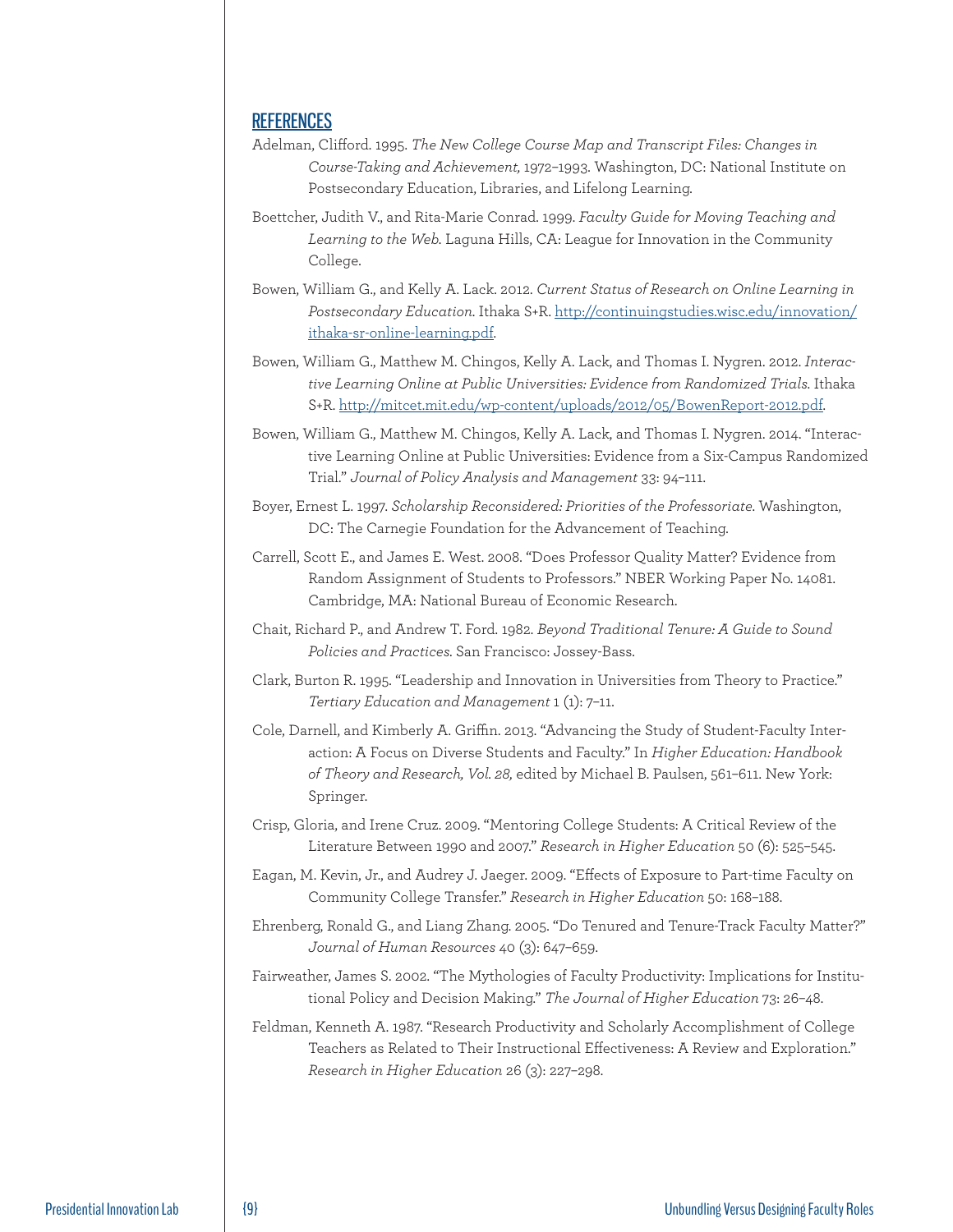## REFERENCES

Adelman, Clifford. 1995. *The New College Course Map and Transcript Files: Changes in Course-Taking and Achievement,* 1972–1993. Washington, DC: National Institute on Postsecondary Education, Libraries, and Lifelong Learning.

Boettcher, Judith V., and Rita-Marie Conrad. 1999. *Faculty Guide for Moving Teaching and Learning to the Web.* Laguna Hills, CA: League for Innovation in the Community College.

Bowen, William G., and Kelly A. Lack. 2012. *Current Status of Research on Online Learning in Postsecondary Education.* Ithaka S+R. [http://continuingstudies.wisc.edu/innovation/ithaka-sr-online-learning.pdf](http://continuingstudies.wisc.edu/innovation/ithaka-sr-online-learning.pdf).

Bowen, William G., Matthew M. Chingos, Kelly A. Lack, and Thomas I. Nygren. 2012. *Interactive Learning Online at Public Universities: Evidence from Randomized Trials.* Ithaka S+R. [http://mitcet.mit.edu/wp-content/uploads/2012/05/BowenReport-2012.pdf](http://mitcet.mit.edu/wp-content/uploads/2012/05/BowenReport-2012.pdf).

Bowen, William G., Matthew M. Chingos, Kelly A. Lack, and Thomas I. Nygren. 2014. "Interactive Learning Online at Public Universities: Evidence from a Six-Campus Randomized Trial." *Journal of Policy Analysis and Management* 33: 94–111.

Boyer, Ernest L. 1997. *Scholarship Reconsidered: Priorities of the Professoriate.* Washington, DC: The Carnegie Foundation for the Advancement of Teaching.

Carrell, Scott E., and James E. West. 2008. "Does Professor Quality Matter? Evidence from Random Assignment of Students to Professors." NBER Working Paper No. 14081. Cambridge, MA: National Bureau of Economic Research.

Chait, Richard P., and Andrew T. Ford. 1982. *Beyond Traditional Tenure: A Guide to Sound Policies and Practices.* San Francisco: Jossey-Bass.

Clark, Burton R. 1995. "Leadership and Innovation in Universities from Theory to Practice." *Tertiary Education and Management* 1 (1): 7–11.

Cole, Darnell, and Kimberly A. Griffin. 2013. "Advancing the Study of Student-Faculty Interaction: A Focus on Diverse Students and Faculty." In *Higher Education: Handbook of Theory and Research, Vol. 28,* edited by Michael B. Paulsen, 561–611. New York: Springer.

Crisp, Gloria, and Irene Cruz. 2009. "Mentoring College Students: A Critical Review of the Literature Between 1990 and 2007." *Research in Higher Education* 50 (6): 525–545.

Eagan, M. Kevin, Jr., and Audrey J. Jaeger. 2009. "Effects of Exposure to Part-time Faculty on Community College Transfer." *Research in Higher Education* 50: 168–188.

Ehrenberg, Ronald G., and Liang Zhang. 2005. "Do Tenured and Tenure-Track Faculty Matter?" *Journal of Human Resources* 40 (3): 647–659.

Fairweather, James S. 2002. "The Mythologies of Faculty Productivity: Implications for Institutional Policy and Decision Making." *The Journal of Higher Education* 73: 26–48.

Feldman, Kenneth A. 1987. "Research Productivity and Scholarly Accomplishment of College Teachers as Related to Their Instructional Effectiveness: A Review and Exploration." *Research in Higher Education* 26 (3): 227–298.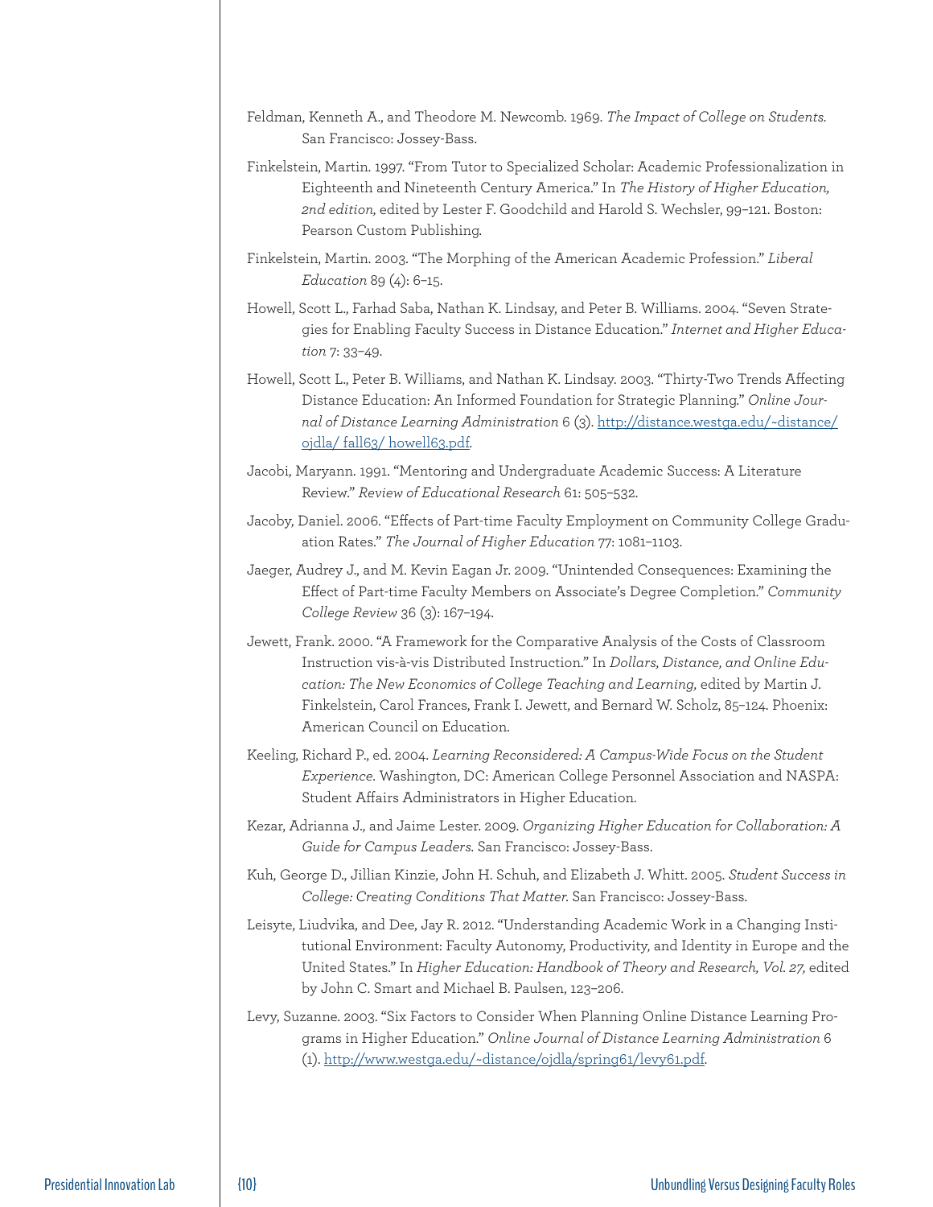Feldman, Kenneth A., and Theodore M. Newcomb. 1969. *The Impact of College on Students.* San Francisco: Jossey-Bass.

Finkelstein, Martin. 1997. "From Tutor to Specialized Scholar: Academic Professionalization in Eighteenth and Nineteenth Century America." In *The History of Higher Education, 2nd edition,* edited by Lester F. Goodchild and Harold S. Wechsler, 99–121. Boston: Pearson Custom Publishing.

Finkelstein, Martin. 2003. "The Morphing of the American Academic Profession." *Liberal Education* 89 (4): 6–15.

Howell, Scott L., Farhad Saba, Nathan K. Lindsay, and Peter B. Williams. 2004. "Seven Strategies for Enabling Faculty Success in Distance Education." *Internet and Higher Education* 7: 33–49.

Howell, Scott L., Peter B. Williams, and Nathan K. Lindsay. 2003. "Thirty-Two Trends Affecting Distance Education: An Informed Foundation for Strategic Planning." *Online Journal of Distance Learning Administration* 6 (3). http://distance.westga.edu/~distance/ojdla/ fall63/ howell63.pdf.

Jacobi, Maryann. 1991. "Mentoring and Undergraduate Academic Success: A Literature Review." *Review of Educational Research* 61: 505–532.

Jacoby, Daniel. 2006. "Effects of Part-time Faculty Employment on Community College Graduation Rates." *The Journal of Higher Education* 77: 1081–1103.

Jaeger, Audrey J., and M. Kevin Eagan Jr. 2009. "Unintended Consequences: Examining the Effect of Part-time Faculty Members on Associate's Degree Completion." *Community College Review* 36 (3): 167–194.

Jewett, Frank. 2000. "A Framework for the Comparative Analysis of the Costs of Classroom Instruction vis-à-vis Distributed Instruction." In *Dollars, Distance, and Online Education: The New Economics of College Teaching and Learning,* edited by Martin J. Finkelstein, Carol Frances, Frank I. Jewett, and Bernard W. Scholz, 85–124. Phoenix: American Council on Education.

Keeling, Richard P., ed. 2004. *Learning Reconsidered: A Campus-Wide Focus on the Student Experience.* Washington, DC: American College Personnel Association and NASPA: Student Affairs Administrators in Higher Education.

Kezar, Adrianna J., and Jaime Lester. 2009. *Organizing Higher Education for Collaboration: A Guide for Campus Leaders.* San Francisco: Jossey-Bass.

Kuh, George D., Jillian Kinzie, John H. Schuh, and Elizabeth J. Whitt. 2005. *Student Success in College: Creating Conditions That Matter.* San Francisco: Jossey-Bass.

Leisyte, Liudvika, and Dee, Jay R. 2012. "Understanding Academic Work in a Changing Institutional Environment: Faculty Autonomy, Productivity, and Identity in Europe and the United States." In *Higher Education: Handbook of Theory and Research, Vol. 27,* edited by John C. Smart and Michael B. Paulsen, 123–206.

Levy, Suzanne. 2003. "Six Factors to Consider When Planning Online Distance Learning Programs in Higher Education." *Online Journal of Distance Learning Administration* 6 (1). http://www.westga.edu/~distance/ojdla/spring61/levy61.pdf.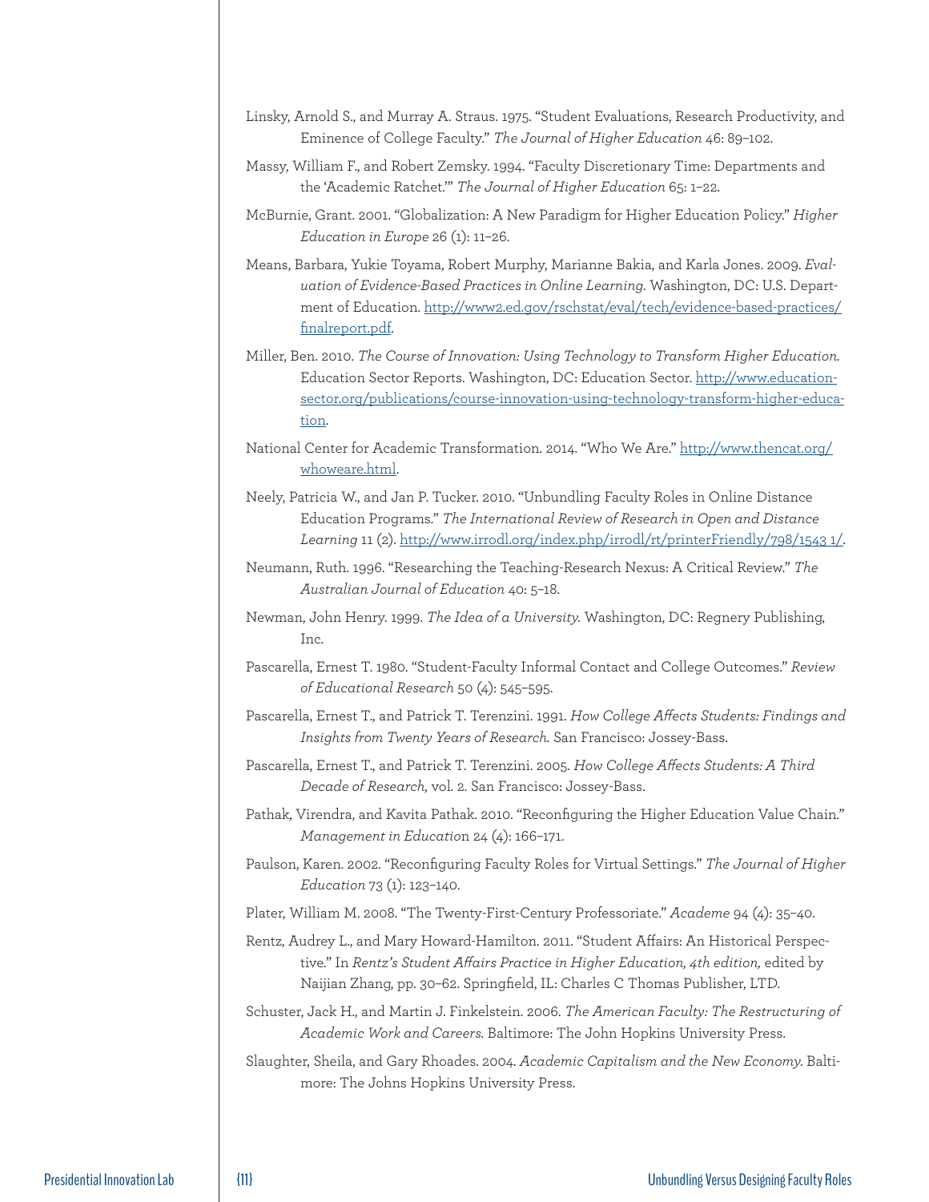Linsky, Arnold S., and Murray A. Straus. 1975. "Student Evaluations, Research Productivity, and Eminence of College Faculty." *The Journal of Higher Education* 46: 89–102.

Massy, William F., and Robert Zemsky. 1994. "Faculty Discretionary Time: Departments and the 'Academic Ratchet.'" *The Journal of Higher Education* 65: 1–22.

McBurnie, Grant. 2001. "Globalization: A New Paradigm for Higher Education Policy." *Higher Education in Europe* 26 (1): 11–26.

Means, Barbara, Yukie Toyama, Robert Murphy, Marianne Bakia, and Karla Jones. 2009. *Evaluation of Evidence-Based Practices in Online Learning.* Washington, DC: U.S. Department of Education. http://www2.ed.gov/rschstat/eval/tech/evidence-based-practices/finalreport.pdf.

Miller, Ben. 2010. *The Course of Innovation: Using Technology to Transform Higher Education.* Education Sector Reports. Washington, DC: Education Sector. http://www.educationsector.org/publications/course-innovation-using-technology-transform-higher-education.

National Center for Academic Transformation. 2014. "Who We Are." http://www.thencat.org/whoweare.html.

Neely, Patricia W., and Jan P. Tucker. 2010. "Unbundling Faculty Roles in Online Distance Education Programs." *The International Review of Research in Open and Distance Learning* 11 (2). http://www.irrodl.org/index.php/irrodl/rt/printerFriendly/798/1543 1/.

Neumann, Ruth. 1996. "Researching the Teaching-Research Nexus: A Critical Review." *The Australian Journal of Education* 40: 5–18.

Newman, John Henry. 1999. *The Idea of a University.* Washington, DC: Regnery Publishing, Inc.

Pascarella, Ernest T. 1980. "Student-Faculty Informal Contact and College Outcomes." *Review of Educational Research* 50 (4): 545–595.

Pascarella, Ernest T., and Patrick T. Terenzini. 1991. *How College Affects Students: Findings and Insights from Twenty Years of Research.* San Francisco: Jossey-Bass.

Pascarella, Ernest T., and Patrick T. Terenzini. 2005. *How College Affects Students: A Third Decade of Research,* vol. 2. San Francisco: Jossey-Bass.

Pathak, Virendra, and Kavita Pathak. 2010. "Reconfiguring the Higher Education Value Chain." *Management in Education* 24 (4): 166–171.

Paulson, Karen. 2002. "Reconfiguring Faculty Roles for Virtual Settings." *The Journal of Higher Education* 73 (1): 123–140.

Plater, William M. 2008. "The Twenty-First-Century Professoriate." *Academe* 94 (4): 35–40.

Rentz, Audrey L., and Mary Howard-Hamilton. 2011. "Student Affairs: An Historical Perspective." In *Rentz's Student Affairs Practice in Higher Education, 4th edition,* edited by Naijian Zhang, pp. 30–62. Springfield, IL: Charles C Thomas Publisher, LTD.

Schuster, Jack H., and Martin J. Finkelstein. 2006. *The American Faculty: The Restructuring of Academic Work and Careers.* Baltimore: The John Hopkins University Press.

Slaughter, Sheila, and Gary Rhoades. 2004. *Academic Capitalism and the New Economy.* Baltimore: The Johns Hopkins University Press.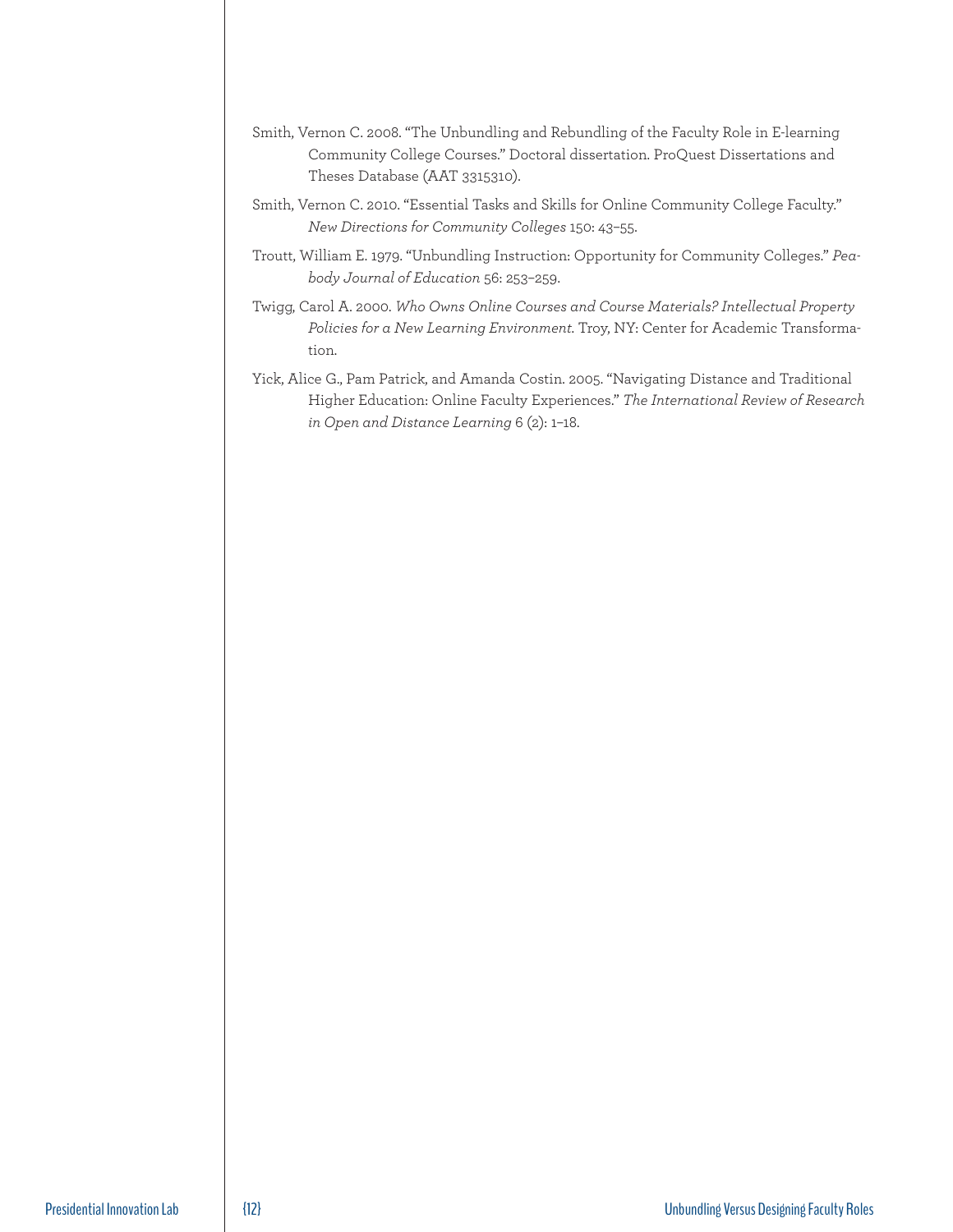Smith, Vernon C. 2008. "The Unbundling and Rebundling of the Faculty Role in E-learning Community College Courses." Doctoral dissertation. ProQuest Dissertations and Theses Database (AAT 3315310).

Smith, Vernon C. 2010. "Essential Tasks and Skills for Online Community College Faculty." *New Directions for Community Colleges* 150: 43–55.

Troutt, William E. 1979. "Unbundling Instruction: Opportunity for Community Colleges." *Peabody Journal of Education* 56: 253–259.

Twigg, Carol A. 2000. *Who Owns Online Courses and Course Materials? Intellectual Property Policies for a New Learning Environment.* Troy, NY: Center for Academic Transformation.

Yick, Alice G., Pam Patrick, and Amanda Costin. 2005. "Navigating Distance and Traditional Higher Education: Online Faculty Experiences." *The International Review of Research in Open and Distance Learning* 6 (2): 1–18.